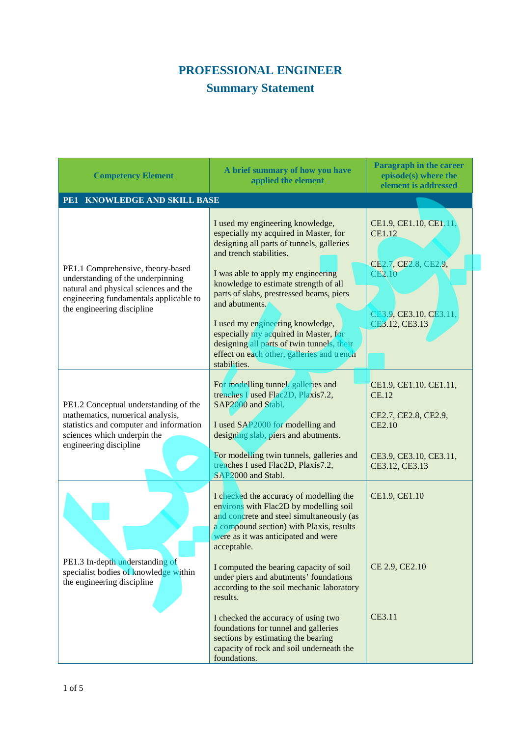# PROFESSIONAL ENGINEER

## Summary Statement

| Competency Element | A brief summary of how you have applied the element | Paragraph in the career episode(s) where the element is addressed |
|---|---|---|
| **PE1 KNOWLEDGE AND SKILL BASE** | | |
| PE1.1 Comprehensive, theory-based understanding of the underpinning natural and physical sciences and the engineering fundamentals applicable to the engineering discipline | I used my engineering knowledge, especially my acquired in Master, for designing all parts of tunnels, galleries and trench stabilities.<br><br>I was able to apply my engineering knowledge to estimate strength of all parts of slabs, prestressed beams, piers and abutments.<br><br>I used my engineering knowledge, especially my acquired in Master, for designing all parts of twin tunnels, their effect on each other, galleries and trench stabilities. | CE1.9, CE1.10, CE1.11, CE1.12<br><br>CE2.7, CE2.8, CE2.9, CE2.10<br><br>CE3.9, CE3.10, CE3.11, CE3.12, CE3.13 |
| PE1.2 Conceptual understanding of the mathematics, numerical analysis, statistics and computer and information sciences which underpin the engineering discipline | For modelling tunnel, galleries and trenches I used Flac2D, Plaxis7.2, SAP2000 and Stabl.<br><br>I used SAP2000 for modelling and designing slab, piers and abutments.<br><br>For modelling twin tunnels, galleries and trenches I used Flac2D, Plaxis7.2, SAP2000 and Stabl. | CE1.9, CE1.10, CE1.11, CE.12<br><br>CE2.7, CE2.8, CE2.9, CE2.10<br><br>CE3.9, CE3.10, CE3.11, CE3.12, CE3.13 |
| PE1.3 In-depth understanding of specialist bodies of knowledge within the engineering discipline | I checked the accuracy of modelling the environs with Flac2D by modelling soil and concrete and steel simultaneously (as a compound section) with Plaxis, results were as it was anticipated and were acceptable.<br><br>I computed the bearing capacity of soil under piers and abutments' foundations according to the soil mechanic laboratory results.<br><br>I checked the accuracy of using two foundations for tunnel and galleries sections by estimating the bearing capacity of rock and soil underneath the foundations. | CE1.9, CE1.10<br><br>CE 2.9, CE2.10<br><br>CE3.11 |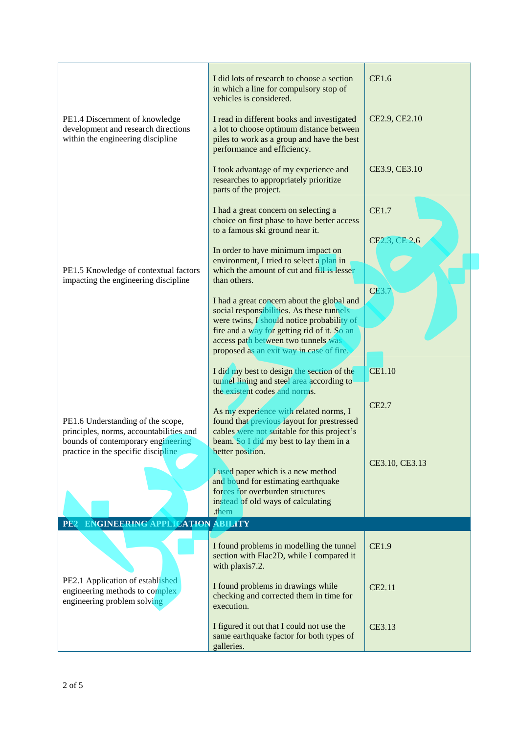| | | |
|---|---|---|
| PE1.4 Discernment of knowledge development and research directions within the engineering discipline | I did lots of research to choose a section in which a line for compulsory stop of vehicles is considered.<br><br>I read in different books and investigated a lot to choose optimum distance between piles to work as a group and have the best performance and efficiency.<br><br>I took advantage of my experience and researches to appropriately prioritize parts of the project. | CE1.6<br><br>CE2.9, CE2.10<br><br>CE3.9, CE3.10 |
| PE1.5 Knowledge of contextual factors impacting the engineering discipline | I had a great concern on selecting a choice on first phase to have better access to a famous ski ground near it.<br><br>In order to have minimum impact on environment, I tried to select a plan in which the amount of cut and fill is lesser than others.<br><br>I had a great concern about the global and social responsibilities. As these tunnels were twins, I should notice probability of fire and a way for getting rid of it. So an access path between two tunnels was proposed as an exit way in case of fire. | CE1.7<br><br>CE2.3, CE 2.6<br><br>CE3.7 |
| PE1.6 Understanding of the scope, principles, norms, accountabilities and bounds of contemporary engineering practice in the specific discipline | I did my best to design the section of the tunnel lining and steel area according to the existent codes and norms.<br><br>As my experience with related norms, I found that previous layout for prestressed cables were not suitable for this project's beam. So I did my best to lay them in a better position.<br><br>I used paper which is a new method and bound for estimating earthquake forces for overburden structures instead of old ways of calculating .them | CE1.10<br><br>CE2.7<br><br>CE3.10, CE3.13 |
| **PE2 ENGINEERING APPLICATION ABILITY** | | |
| PE2.1 Application of established engineering methods to complex engineering problem solving | I found problems in modelling the tunnel section with Flac2D, while I compared it with plaxis7.2.<br><br>I found problems in drawings while checking and corrected them in time for execution.<br><br>I figured it out that I could not use the same earthquake factor for both types of galleries. | CE1.9<br><br>CE2.11<br><br>CE3.13 |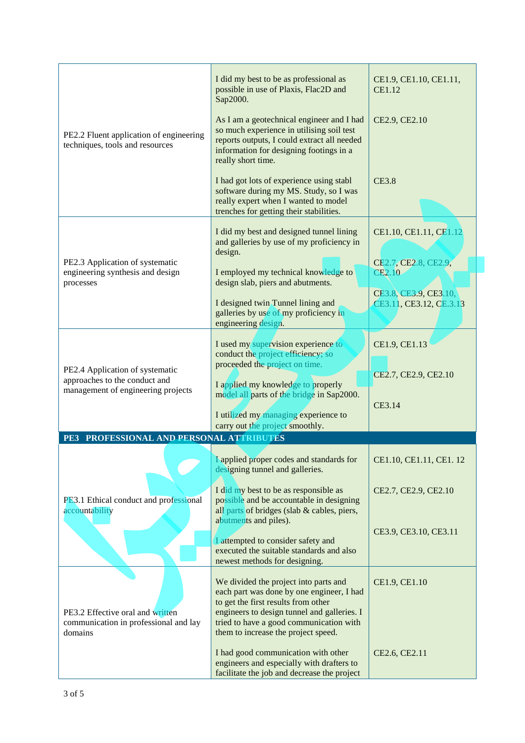| | | |
|---|---|---|
| PE2.2 Fluent application of engineering techniques, tools and resources | I did my best to be as professional as possible in use of Plaxis, Flac2D and Sap2000.<br><br>As I am a geotechnical engineer and I had so much experience in utilising soil test reports outputs, I could extract all needed information for designing footings in a really short time.<br><br>I had got lots of experience using stabl software during my MS. Study, so I was really expert when I wanted to model trenches for getting their stabilities. | CE1.9, CE1.10, CE1.11, CE1.12<br><br>CE2.9, CE2.10<br><br>CE3.8 |
| PE2.3 Application of systematic engineering synthesis and design processes | I did my best and designed tunnel lining and galleries by use of my proficiency in design.<br><br>I employed my technical knowledge to design slab, piers and abutments.<br><br>I designed twin Tunnel lining and galleries by use of my proficiency in engineering design. | CE1.10, CE1.11, CE1.12<br><br>CE2.7, CE2.8, CE2.9, CE2.10<br><br>CE3.8, CE3.9, CE3.10, CE3.11, CE3.12, CE.3.13 |
| PE2.4 Application of systematic approaches to the conduct and management of engineering projects | I used my supervision experience to conduct the project efficiency; so proceeded the project on time.<br><br>I applied my knowledge to properly model all parts of the bridge in Sap2000.<br><br>I utilized my managing experience to carry out the project smoothly. | CE1.9, CE1.13<br><br>CE2.7, CE2.9, CE2.10<br><br>CE3.14 |
| **PE3 PROFESSIONAL AND PERSONAL ATTRIBUTES** | | |
| PE3.1 Ethical conduct and professional accountability | I applied proper codes and standards for designing tunnel and galleries.<br><br>I did my best to be as responsible as possible and be accountable in designing all parts of bridges (slab & cables, piers, abutments and piles).<br><br>I attempted to consider safety and executed the suitable standards and also newest methods for designing. | CE1.10, CE1.11, CE1. 12<br><br>CE2.7, CE2.9, CE2.10<br><br>CE3.9, CE3.10, CE3.11 |
| PE3.2 Effective oral and written communication in professional and lay domains | We divided the project into parts and each part was done by one engineer, I had to get the first results from other engineers to design tunnel and galleries. I tried to have a good communication with them to increase the project speed.<br><br>I had good communication with other engineers and especially with drafters to facilitate the job and decrease the project | CE1.9, CE1.10<br><br>CE2.6, CE2.11 |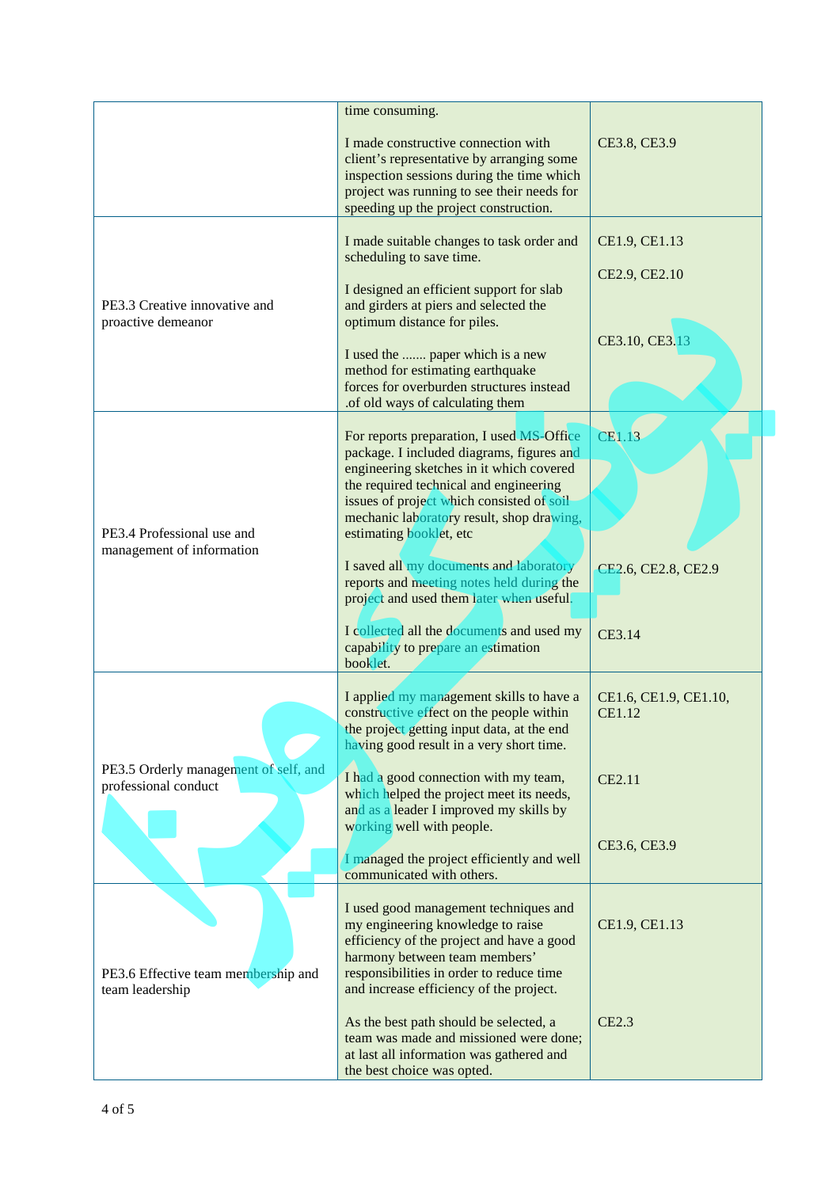| | | |
|---|---|---|
| | time consuming.<br><br>I made constructive connection with client's representative by arranging some inspection sessions during the time which project was running to see their needs for speeding up the project construction. | CE3.8, CE3.9 |
| PE3.3 Creative innovative and proactive demeanor | I made suitable changes to task order and scheduling to save time.<br><br>I designed an efficient support for slab and girders at piers and selected the optimum distance for piles.<br><br>I used the ....... paper which is a new method for estimating earthquake forces for overburden structures instead .of old ways of calculating them | CE1.9, CE1.13<br><br>CE2.9, CE2.10<br><br>CE3.10, CE3.13 |
| PE3.4 Professional use and management of information | For reports preparation, I used MS-Office package. I included diagrams, figures and engineering sketches in it which covered the required technical and engineering issues of project which consisted of soil mechanic laboratory result, shop drawing, estimating booklet, etc<br><br>I saved all my documents and laboratory reports and meeting notes held during the project and used them later when useful.<br><br>I collected all the documents and used my capability to prepare an estimation booklet. | CE1.13<br><br>CE2.6, CE2.8, CE2.9<br><br>CE3.14 |
| PE3.5 Orderly management of self, and professional conduct | I applied my management skills to have a constructive effect on the people within the project getting input data, at the end having good result in a very short time.<br><br>I had a good connection with my team, which helped the project meet its needs, and as a leader I improved my skills by working well with people.<br><br>I managed the project efficiently and well communicated with others. | CE1.6, CE1.9, CE1.10, CE1.12<br><br>CE2.11<br><br>CE3.6, CE3.9 |
| PE3.6 Effective team membership and team leadership | I used good management techniques and my engineering knowledge to raise efficiency of the project and have a good harmony between team members' responsibilities in order to reduce time and increase efficiency of the project.<br><br>As the best path should be selected, a team was made and missioned were done; at last all information was gathered and the best choice was opted. | CE1.9, CE1.13<br><br>CE2.3 |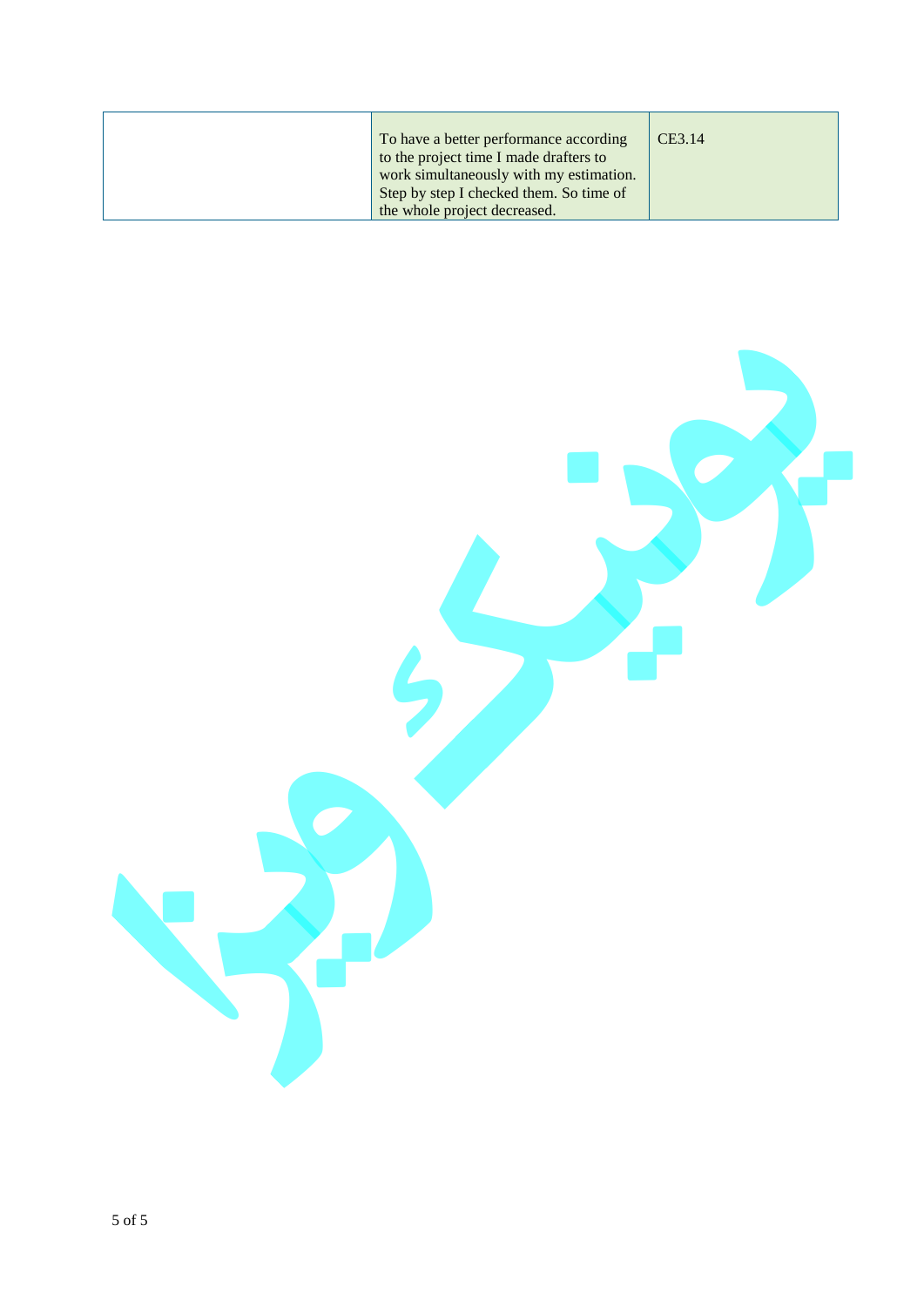| | | |
|---|---|---|
| | To have a better performance according to the project time I made drafters to work simultaneously with my estimation. Step by step I checked them. So time of the whole project decreased. | CE3.14 |